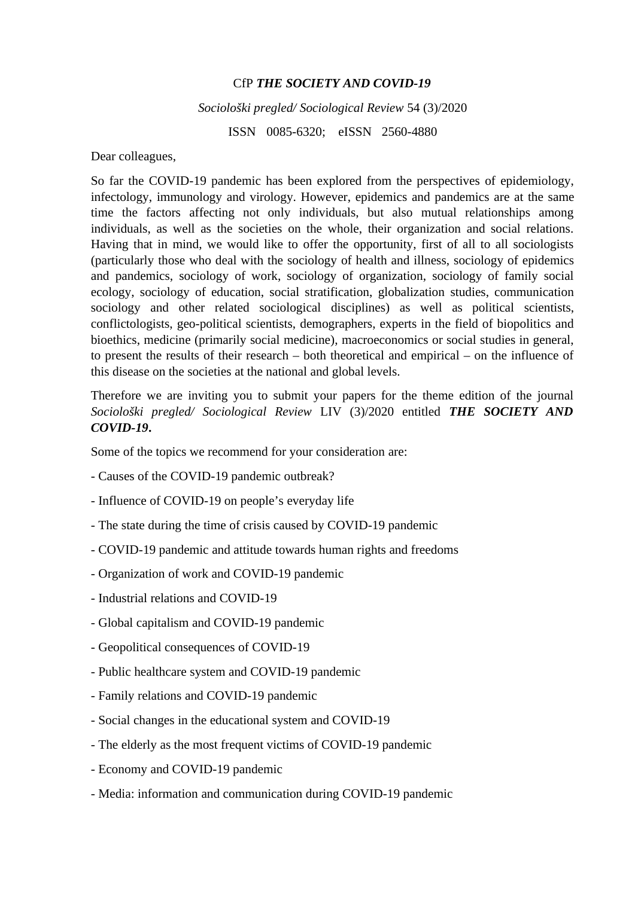CfP ***THE SOCIETY AND COVID-19***

*Sociološki pregled/ Sociological Review* 54 (3)/2020

ISSN 0085-6320; eISSN 2560-4880

Dear colleagues,

So far the COVID-19 pandemic has been explored from the perspectives of epidemiology, infectology, immunology and virology. However, epidemics and pandemics are at the same time the factors affecting not only individuals, but also mutual relationships among individuals, as well as the societies on the whole, their organization and social relations. Having that in mind, we would like to offer the opportunity, first of all to all sociologists (particularly those who deal with the sociology of health and illness, sociology of epidemics and pandemics, sociology of work, sociology of organization, sociology of family social ecology, sociology of education, social stratification, globalization studies, communication sociology and other related sociological disciplines) as well as political scientists, conflictologists, geo-political scientists, demographers, experts in the field of biopolitics and bioethics, medicine (primarily social medicine), macroeconomics or social studies in general, to present the results of their research – both theoretical and empirical – on the influence of this disease on the societies at the national and global levels.

Therefore we are inviting you to submit your papers for the theme edition of the journal *Sociološki pregled/ Sociological Review* LIV (3)/2020 entitled ***THE SOCIETY AND COVID-19*.**

Some of the topics we recommend for your consideration are:

- Causes of the COVID-19 pandemic outbreak?
- Influence of COVID-19 on people's everyday life
- The state during the time of crisis caused by COVID-19 pandemic
- COVID-19 pandemic and attitude towards human rights and freedoms
- Organization of work and COVID-19 pandemic
- Industrial relations and COVID-19
- Global capitalism and COVID-19 pandemic
- Geopolitical consequences of COVID-19
- Public healthcare system and COVID-19 pandemic
- Family relations and COVID-19 pandemic
- Social changes in the educational system and COVID-19
- The elderly as the most frequent victims of COVID-19 pandemic
- Economy and COVID-19 pandemic
- Media: information and communication during COVID-19 pandemic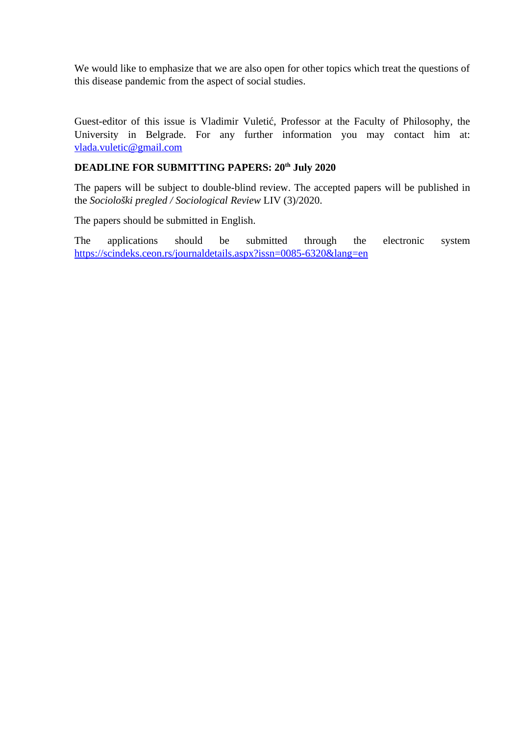We would like to emphasize that we are also open for other topics which treat the questions of this disease pandemic from the aspect of social studies.

Guest-editor of this issue is Vladimir Vuletić, Professor at the Faculty of Philosophy, the University in Belgrade. For any further information you may contact him at: vlada.vuletic@gmail.com

**DEADLINE FOR SUBMITTING PAPERS: 20th July 2020**

The papers will be subject to double-blind review. The accepted papers will be published in the *Sociološki pregled / Sociological Review* LIV (3)/2020.

The papers should be submitted in English.

The applications should be submitted through the electronic system https://scindeks.ceon.rs/journaldetails.aspx?issn=0085-6320&lang=en